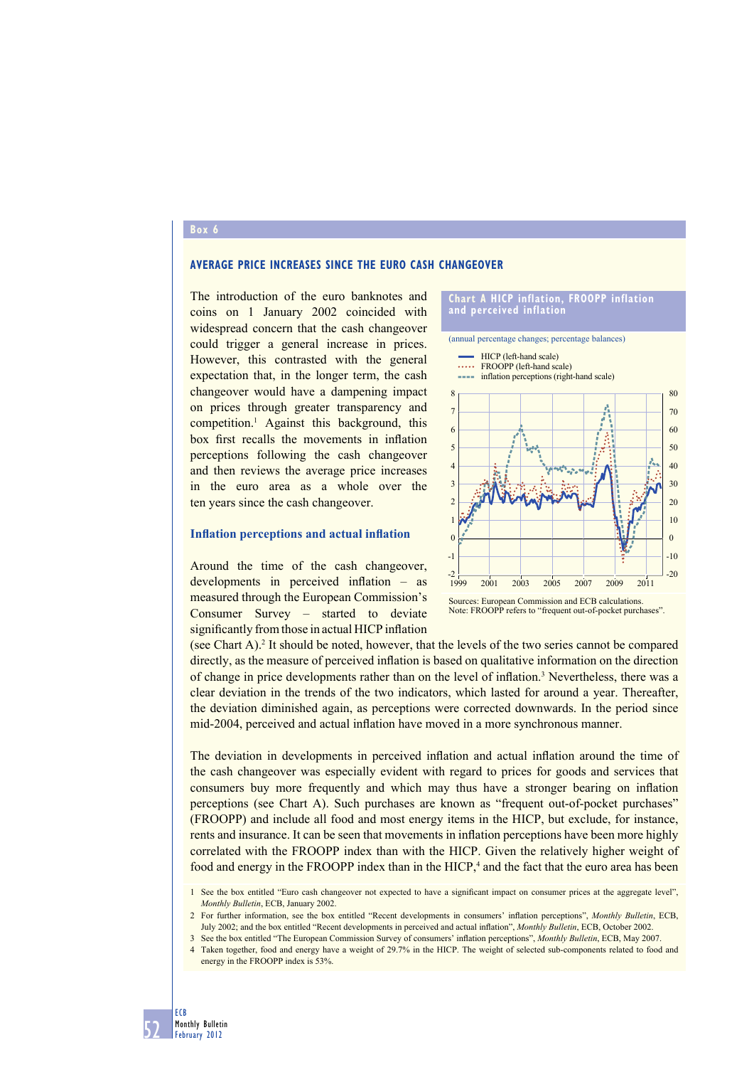Box 6

## AVERAGE PRICE INCREASES SINCE THE EURO CASH CHANGEOVER

The introduction of the euro banknotes and coins on 1 January 2002 coincided with widespread concern that the cash changeover could trigger a general increase in prices. However, this contrasted with the general expectation that, in the longer term, the cash changeover would have a dampening impact on prices through greater transparency and competition.[1] Against this background, this box first recalls the movements in inflation perceptions following the cash changeover and then reviews the average price increases in the euro area as a whole over the ten years since the cash changeover.

### Inflation perceptions and actual inflation

Around the time of the cash changeover, developments in perceived inflation – as measured through the European Commission's Consumer Survey – started to deviate significantly from those in actual HICP inflation (see Chart A).[2] It should be noted, however, that the levels of the two series cannot be compared directly, as the measure of perceived inflation is based on qualitative information on the direction of change in price developments rather than on the level of inflation.[3] Nevertheless, there was a clear deviation in the trends of the two indicators, which lasted for around a year. Thereafter, the deviation diminished again, as perceptions were corrected downwards. In the period since mid-2004, perceived and actual inflation have moved in a more synchronous manner.

**Chart A HICP inflation, FROOPP inflation and perceived inflation**

(annual percentage changes; percentage balances)

- HICP (left-hand scale)
- FROOPP (left-hand scale)
- inflation perceptions (right-hand scale)

Sources: European Commission and ECB calculations.
Note: FROOPP refers to "frequent out-of-pocket purchases".

The deviation in developments in perceived inflation and actual inflation around the time of the cash changeover was especially evident with regard to prices for goods and services that consumers buy more frequently and which may thus have a stronger bearing on inflation perceptions (see Chart A). Such purchases are known as "frequent out-of-pocket purchases" (FROOPP) and include all food and most energy items in the HICP, but exclude, for instance, rents and insurance. It can be seen that movements in inflation perceptions have been more highly correlated with the FROOPP index than with the HICP. Given the relatively higher weight of food and energy in the FROOPP index than in the HICP,[4] and the fact that the euro area has been

1 See the box entitled "Euro cash changeover not expected to have a significant impact on consumer prices at the aggregate level", *Monthly Bulletin*, ECB, January 2002.

2 For further information, see the box entitled "Recent developments in consumers' inflation perceptions", *Monthly Bulletin*, ECB, July 2002; and the box entitled "Recent developments in perceived and actual inflation", *Monthly Bulletin*, ECB, October 2002.

3 See the box entitled "The European Commission Survey of consumers' inflation perceptions", *Monthly Bulletin*, ECB, May 2007.

4 Taken together, food and energy have a weight of 29.7% in the HICP. The weight of selected sub-components related to food and energy in the FROOPP index is 53%.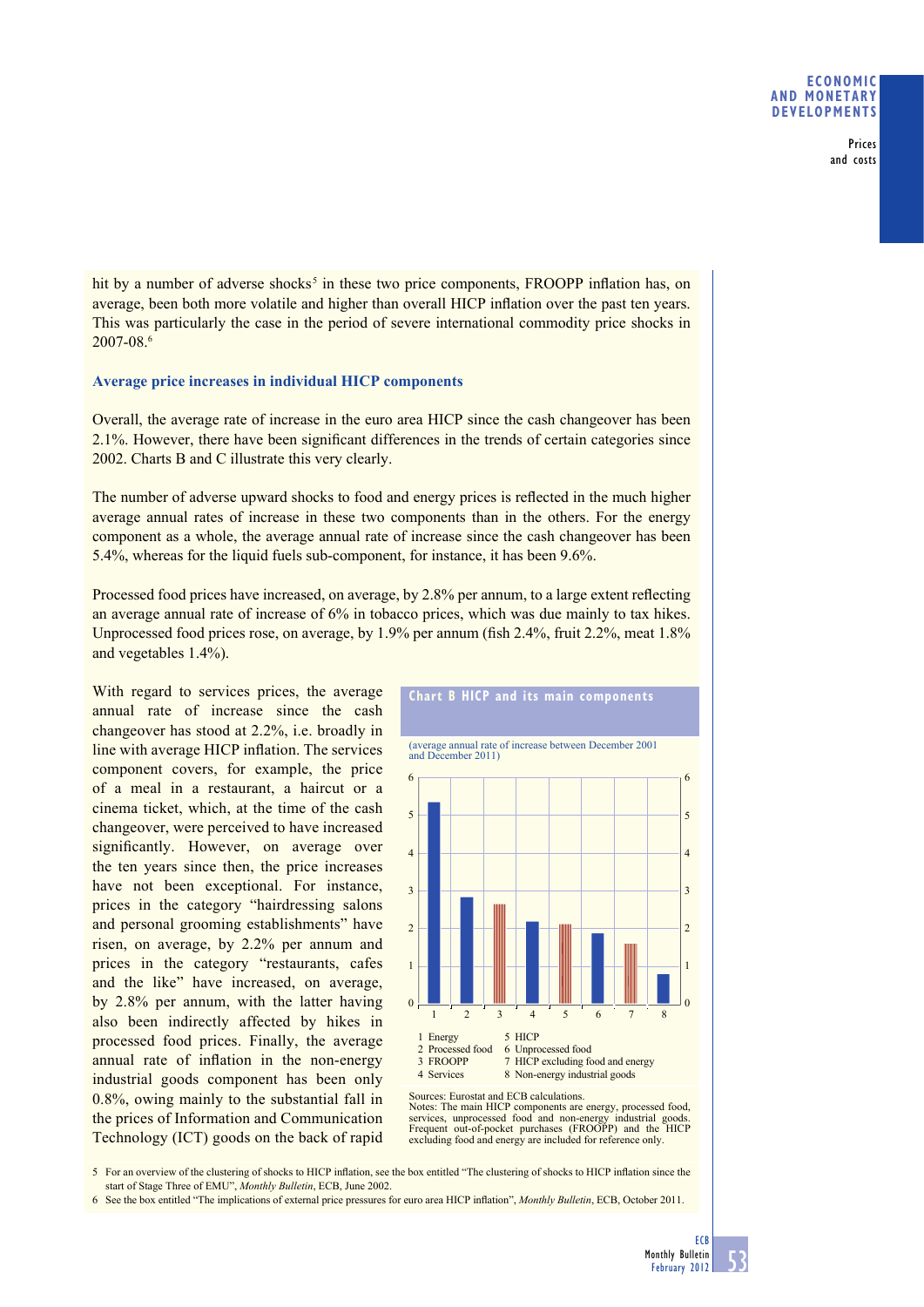hit by a number of adverse shocks[5] in these two price components, FROOPP inflation has, on average, been both more volatile and higher than overall HICP inflation over the past ten years. This was particularly the case in the period of severe international commodity price shocks in 2007-08.[6]

### Average price increases in individual HICP components

Overall, the average rate of increase in the euro area HICP since the cash changeover has been 2.1%. However, there have been significant differences in the trends of certain categories since 2002. Charts B and C illustrate this very clearly.

The number of adverse upward shocks to food and energy prices is reflected in the much higher average annual rates of increase in these two components than in the others. For the energy component as a whole, the average annual rate of increase since the cash changeover has been 5.4%, whereas for the liquid fuels sub-component, for instance, it has been 9.6%.

Processed food prices have increased, on average, by 2.8% per annum, to a large extent reflecting an average annual rate of increase of 6% in tobacco prices, which was due mainly to tax hikes. Unprocessed food prices rose, on average, by 1.9% per annum (fish 2.4%, fruit 2.2%, meat 1.8% and vegetables 1.4%).

With regard to services prices, the average annual rate of increase since the cash changeover has stood at 2.2%, i.e. broadly in line with average HICP inflation. The services component covers, for example, the price of a meal in a restaurant, a haircut or a cinema ticket, which, at the time of the cash changeover, were perceived to have increased significantly. However, on average over the ten years since then, the price increases have not been exceptional. For instance, prices in the category "hairdressing salons and personal grooming establishments" have risen, on average, by 2.2% per annum and prices in the category "restaurants, cafes and the like" have increased, on average, by 2.8% per annum, with the latter having also been indirectly affected by hikes in processed food prices. Finally, the average annual rate of inflation in the non-energy industrial goods component has been only 0.8%, owing mainly to the substantial fall in the prices of Information and Communication Technology (ICT) goods on the back of rapid

**Chart B HICP and its main components**

(average annual rate of increase between December 2001 and December 2011)

1 Energy
2 Processed food
3 FROOPP
4 Services
5 HICP
6 Unprocessed food
7 HICP excluding food and energy
8 Non-energy industrial goods

Sources: Eurostat and ECB calculations.
Notes: The main HICP components are energy, processed food, services, unprocessed food and non-energy industrial goods. Frequent out-of-pocket purchases (FROOPP) and the HICP excluding food and energy are included for reference only.

5 For an overview of the clustering of shocks to HICP inflation, see the box entitled "The clustering of shocks to HICP inflation since the start of Stage Three of EMU", *Monthly Bulletin*, ECB, June 2002.

6 See the box entitled "The implications of external price pressures for euro area HICP inflation", *Monthly Bulletin*, ECB, October 2011.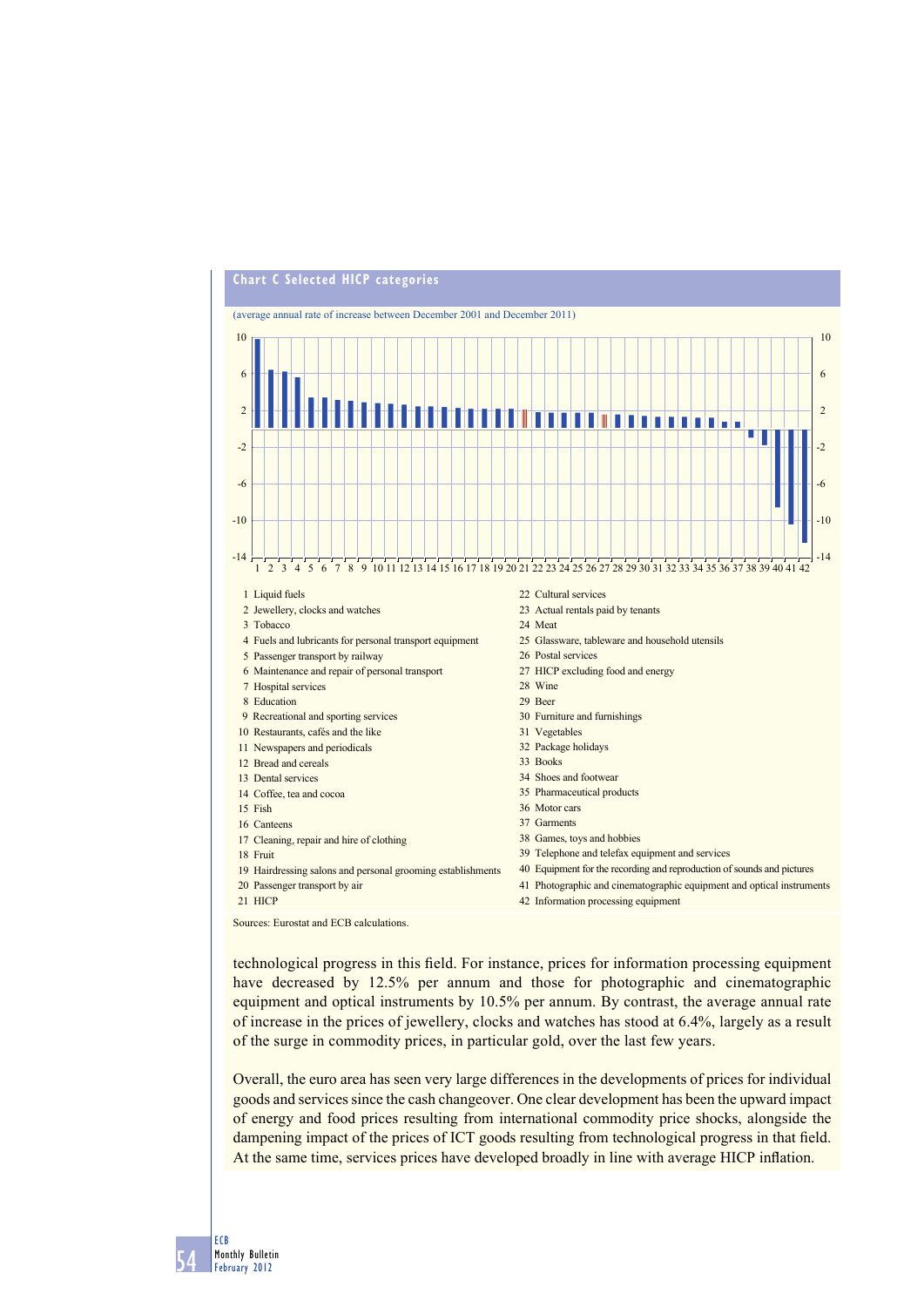**Chart C Selected HICP categories**

(average annual rate of increase between December 2001 and December 2011)

10 6 2 -2 -6 -10 -14

1 2 3 4 5 6 7 8 9 10 11 12 13 14 15 16 17 18 19 20 21 22 23 24 25 26 27 28 29 30 31 32 33 34 35 36 37 38 39 40 41 42

1 Liquid fuels
2 Jewellery, clocks and watches
3 Tobacco
4 Fuels and lubricants for personal transport equipment
5 Passenger transport by railway
6 Maintenance and repair of personal transport
7 Hospital services
8 Education
9 Recreational and sporting services
10 Restaurants, cafés and the like
11 Newspapers and periodicals
12 Bread and cereals
13 Dental services
14 Coffee, tea and cocoa
15 Fish
16 Canteens
17 Cleaning, repair and hire of clothing
18 Fruit
19 Hairdressing salons and personal grooming establishments
20 Passenger transport by air
21 HICP
22 Cultural services
23 Actual rentals paid by tenants
24 Meat
25 Glassware, tableware and household utensils
26 Postal services
27 HICP excluding food and energy
28 Wine
29 Beer
30 Furniture and furnishings
31 Vegetables
32 Package holidays
33 Books
34 Shoes and footwear
35 Pharmaceutical products
36 Motor cars
37 Garments
38 Games, toys and hobbies
39 Telephone and telefax equipment and services
40 Equipment for the recording and reproduction of sounds and pictures
41 Photographic and cinematographic equipment and optical instruments
42 Information processing equipment

Sources: Eurostat and ECB calculations.

technological progress in this field. For instance, prices for information processing equipment have decreased by 12.5% per annum and those for photographic and cinematographic equipment and optical instruments by 10.5% per annum. By contrast, the average annual rate of increase in the prices of jewellery, clocks and watches has stood at 6.4%, largely as a result of the surge in commodity prices, in particular gold, over the last few years.

Overall, the euro area has seen very large differences in the developments of prices for individual goods and services since the cash changeover. One clear development has been the upward impact of energy and food prices resulting from international commodity price shocks, alongside the dampening impact of the prices of ICT goods resulting from technological progress in that field. At the same time, services prices have developed broadly in line with average HICP inflation.